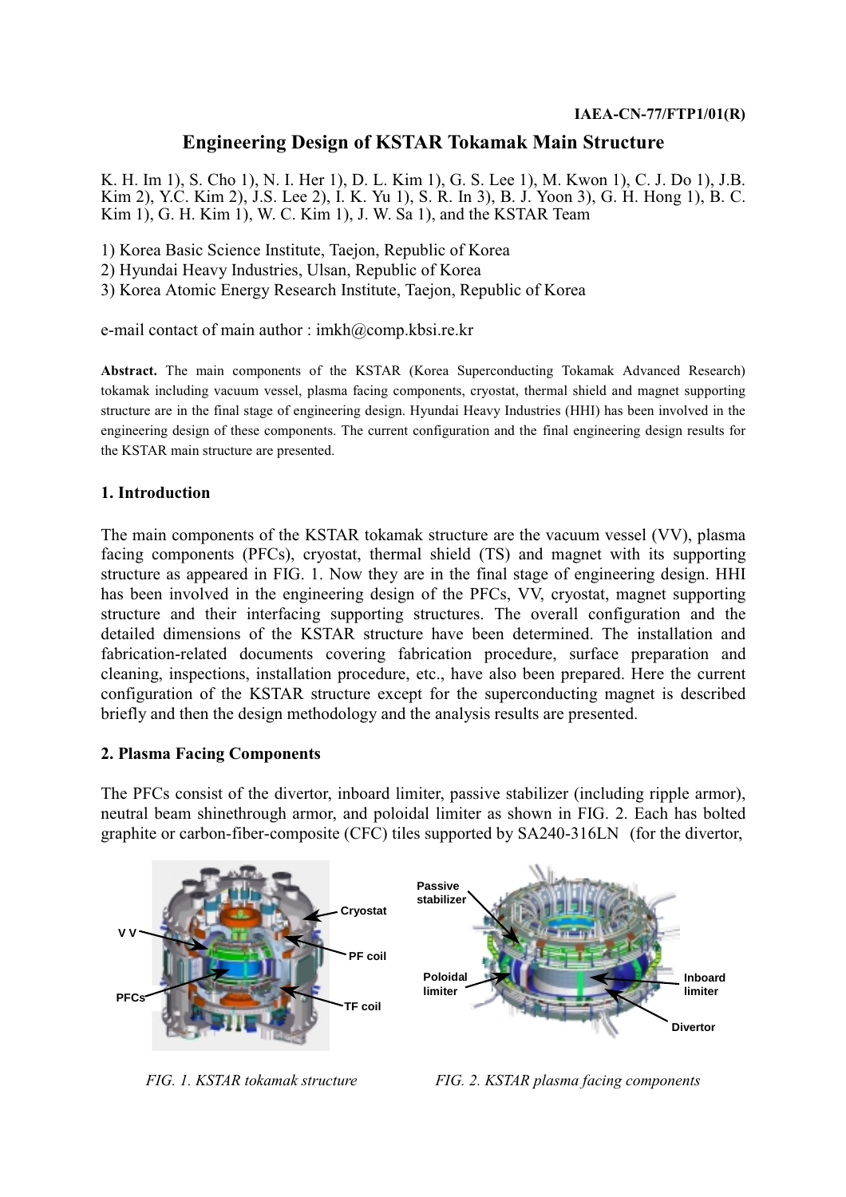IAEA-CN-77/FTP1/01(R)

# Engineering Design of KSTAR Tokamak Main Structure

K. H. Im 1), S. Cho 1), N. I. Her 1), D. L. Kim 1), G. S. Lee 1), M. Kwon 1), C. J. Do 1), J.B. Kim 2), Y.C. Kim 2), J.S. Lee 2), I. K. Yu 1), S. R. In 3), B. J. Yoon 3), G. H. Hong 1), B. C. Kim 1), G. H. Kim 1), W. C. Kim 1), J. W. Sa 1), and the KSTAR Team

1) Korea Basic Science Institute, Taejon, Republic of Korea
2) Hyundai Heavy Industries, Ulsan, Republic of Korea
3) Korea Atomic Energy Research Institute, Taejon, Republic of Korea

e-mail contact of main author : imkh@comp.kbsi.re.kr

**Abstract.** The main components of the KSTAR (Korea Superconducting Tokamak Advanced Research) tokamak including vacuum vessel, plasma facing components, cryostat, thermal shield and magnet supporting structure are in the final stage of engineering design. Hyundai Heavy Industries (HHI) has been involved in the engineering design of these components. The current configuration and the final engineering design results for the KSTAR main structure are presented.

## 1. Introduction

The main components of the KSTAR tokamak structure are the vacuum vessel (VV), plasma facing components (PFCs), cryostat, thermal shield (TS) and magnet with its supporting structure as appeared in FIG. 1. Now they are in the final stage of engineering design. HHI has been involved in the engineering design of the PFCs, VV, cryostat, magnet supporting structure and their interfacing supporting structures. The overall configuration and the detailed dimensions of the KSTAR structure have been determined. The installation and fabrication-related documents covering fabrication procedure, surface preparation and cleaning, inspections, installation procedure, etc., have also been prepared. Here the current configuration of the KSTAR structure except for the superconducting magnet is described briefly and then the design methodology and the analysis results are presented.

## 2. Plasma Facing Components

The PFCs consist of the divertor, inboard limiter, passive stabilizer (including ripple armor), neutral beam shinethrough armor, and poloidal limiter as shown in FIG. 2. Each has bolted graphite or carbon-fiber-composite (CFC) tiles supported by SA240-316LN (for the divertor,

*FIG. 1. KSTAR tokamak structure*

*FIG. 2. KSTAR plasma facing components*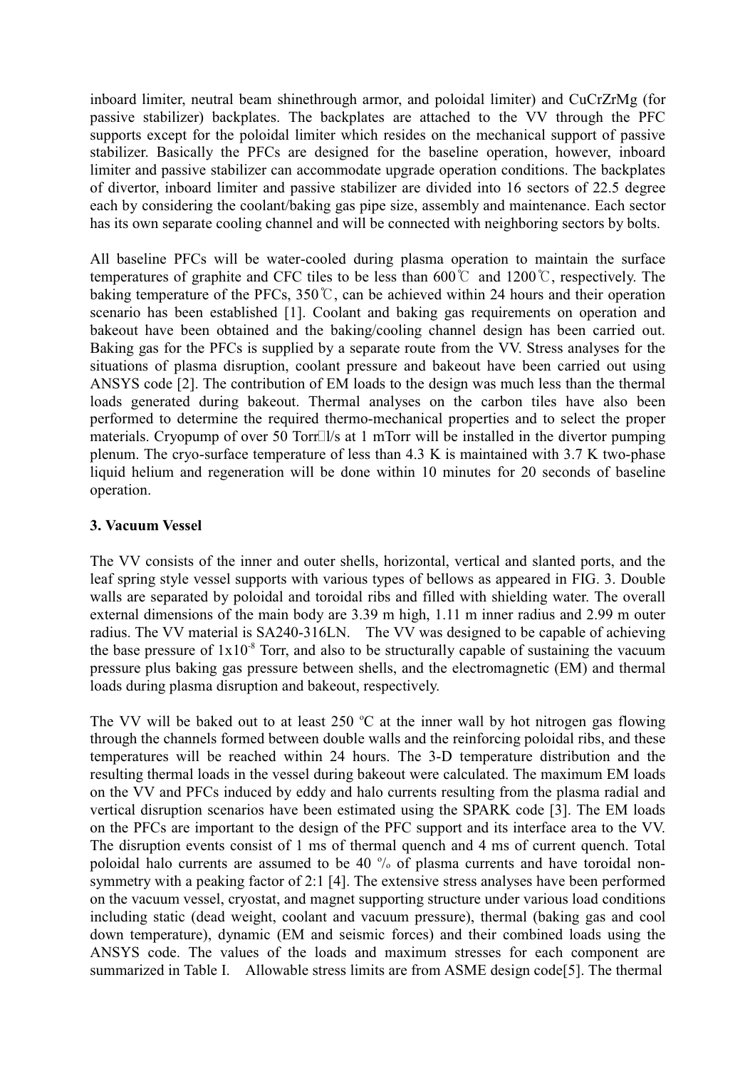inboard limiter, neutral beam shinethrough armor, and poloidal limiter) and CuCrZrMg (for passive stabilizer) backplates. The backplates are attached to the VV through the PFC supports except for the poloidal limiter which resides on the mechanical support of passive stabilizer. Basically the PFCs are designed for the baseline operation, however, inboard limiter and passive stabilizer can accommodate upgrade operation conditions. The backplates of divertor, inboard limiter and passive stabilizer are divided into 16 sectors of 22.5 degree each by considering the coolant/baking gas pipe size, assembly and maintenance. Each sector has its own separate cooling channel and will be connected with neighboring sectors by bolts.

All baseline PFCs will be water-cooled during plasma operation to maintain the surface temperatures of graphite and CFC tiles to be less than 600℃ and 1200℃, respectively. The baking temperature of the PFCs, 350℃, can be achieved within 24 hours and their operation scenario has been established [1]. Coolant and baking gas requirements on operation and bakeout have been obtained and the baking/cooling channel design has been carried out. Baking gas for the PFCs is supplied by a separate route from the VV. Stress analyses for the situations of plasma disruption, coolant pressure and bakeout have been carried out using ANSYS code [2]. The contribution of EM loads to the design was much less than the thermal loads generated during bakeout. Thermal analyses on the carbon tiles have also been performed to determine the required thermo-mechanical properties and to select the proper materials. Cryopump of over 50 Torr·l/s at 1 mTorr will be installed in the divertor pumping plenum. The cryo-surface temperature of less than 4.3 K is maintained with 3.7 K two-phase liquid helium and regeneration will be done within 10 minutes for 20 seconds of baseline operation.

### 3. Vacuum Vessel

The VV consists of the inner and outer shells, horizontal, vertical and slanted ports, and the leaf spring style vessel supports with various types of bellows as appeared in FIG. 3. Double walls are separated by poloidal and toroidal ribs and filled with shielding water. The overall external dimensions of the main body are 3.39 m high, 1.11 m inner radius and 2.99 m outer radius. The VV material is SA240-316LN. The VV was designed to be capable of achieving the base pressure of $1 \times 10^{-8}$ Torr, and also to be structurally capable of sustaining the vacuum pressure plus baking gas pressure between shells, and the electromagnetic (EM) and thermal loads during plasma disruption and bakeout, respectively.

The VV will be baked out to at least 250 ºC at the inner wall by hot nitrogen gas flowing through the channels formed between double walls and the reinforcing poloidal ribs, and these temperatures will be reached within 24 hours. The 3-D temperature distribution and the resulting thermal loads in the vessel during bakeout were calculated. The maximum EM loads on the VV and PFCs induced by eddy and halo currents resulting from the plasma radial and vertical disruption scenarios have been estimated using the SPARK code [3]. The EM loads on the PFCs are important to the design of the PFC support and its interface area to the VV. The disruption events consist of 1 ms of thermal quench and 4 ms of current quench. Total poloidal halo currents are assumed to be 40 % of plasma currents and have toroidal non-symmetry with a peaking factor of 2:1 [4]. The extensive stress analyses have been performed on the vacuum vessel, cryostat, and magnet supporting structure under various load conditions including static (dead weight, coolant and vacuum pressure), thermal (baking gas and cool down temperature), dynamic (EM and seismic forces) and their combined loads using the ANSYS code. The values of the loads and maximum stresses for each component are summarized in Table I. Allowable stress limits are from ASME design code[5]. The thermal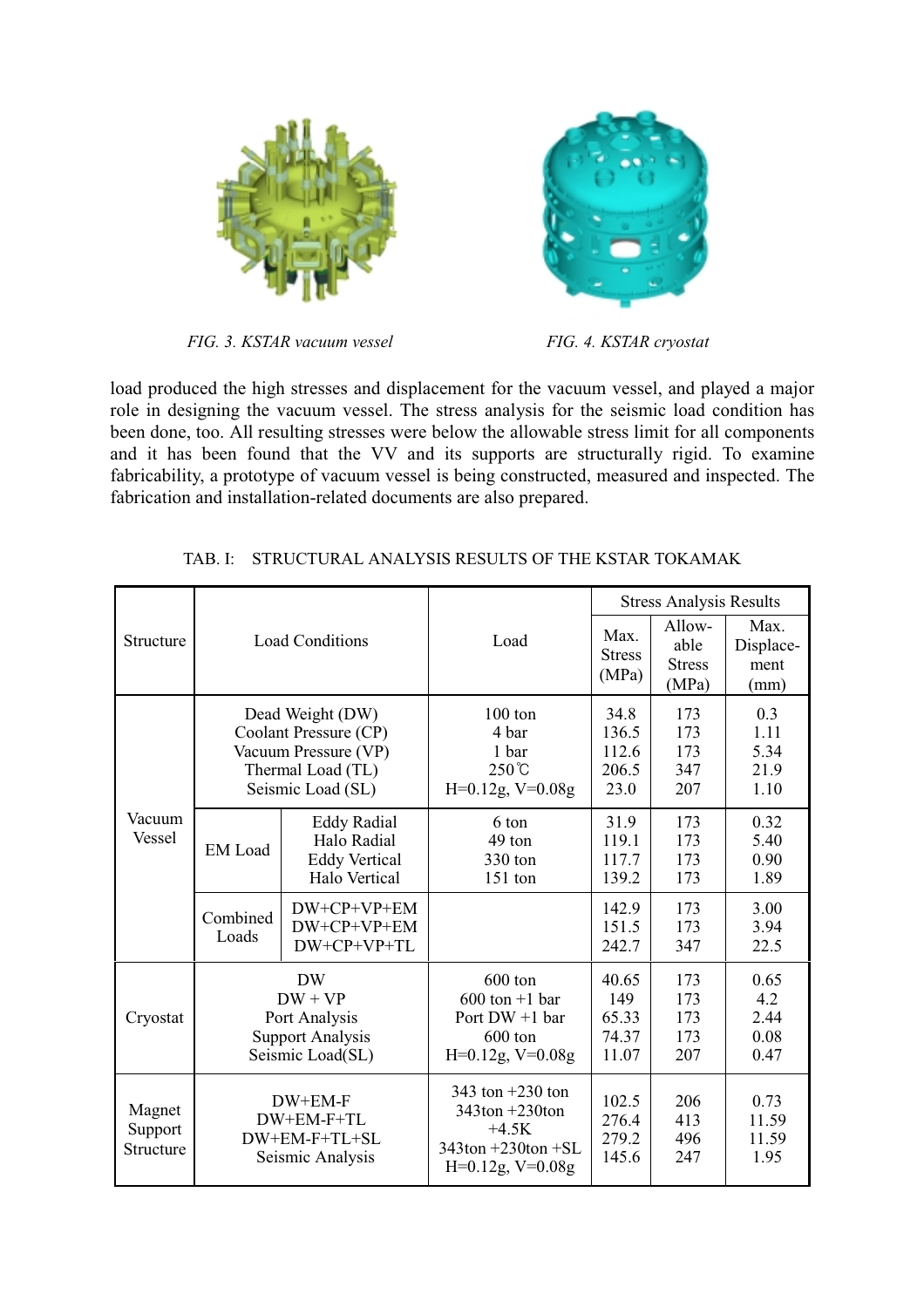*FIG. 3. KSTAR vacuum vessel*

*FIG. 4. KSTAR cryostat*

load produced the high stresses and displacement for the vacuum vessel, and played a major role in designing the vacuum vessel. The stress analysis for the seismic load condition has been done, too. All resulting stresses were below the allowable stress limit for all components and it has been found that the VV and its supports are structurally rigid. To examine fabricability, a prototype of vacuum vessel is being constructed, measured and inspected. The fabrication and installation-related documents are also prepared.

TAB. I: STRUCTURAL ANALYSIS RESULTS OF THE KSTAR TOKAMAK

| Structure | Load Conditions | | Load | Stress Analysis Results | | |
|---|---|---|---|---|---|---|
| | | | | Max. Stress (MPa) | Allowable Stress (MPa) | Max. Displacement (mm) |
| Vacuum Vessel | Dead Weight (DW) | | 100 ton | 34.8 | 173 | 0.3 |
| | Coolant Pressure (CP) | | 4 bar | 136.5 | 173 | 1.11 |
| | Vacuum Pressure (VP) | | 1 bar | 112.6 | 173 | 5.34 |
| | Thermal Load (TL) | | 250℃ | 206.5 | 347 | 21.9 |
| | Seismic Load (SL) | | H=0.12g, V=0.08g | 23.0 | 207 | 1.10 |
| | EM Load | Eddy Radial | 6 ton | 31.9 | 173 | 0.32 |
| | | Halo Radial | 49 ton | 119.1 | 173 | 5.40 |
| | | Eddy Vertical | 330 ton | 117.7 | 173 | 0.90 |
| | | Halo Vertical | 151 ton | 139.2 | 173 | 1.89 |
| | Combined Loads | DW+CP+VP+EM | | 142.9 | 173 | 3.00 |
| | | DW+CP+VP+EM | | 151.5 | 173 | 3.94 |
| | | DW+CP+VP+TL | | 242.7 | 347 | 22.5 |
| Cryostat | DW | | 600 ton | 40.65 | 173 | 0.65 |
| | DW + VP | | 600 ton +1 bar | 149 | 173 | 4.2 |
| | Port Analysis | | Port DW +1 bar | 65.33 | 173 | 2.44 |
| | Support Analysis | | 600 ton | 74.37 | 173 | 0.08 |
| | Seismic Load(SL) | | H=0.12g, V=0.08g | 11.07 | 207 | 0.47 |
| Magnet Support Structure | DW+EM-F | | 343 ton +230 ton | 102.5 | 206 | 0.73 |
| | DW+EM-F+TL | | 343ton +230ton +4.5K | 276.4 | 413 | 11.59 |
| | DW+EM-F+TL+SL | | 343ton +230ton +SL | 279.2 | 496 | 11.59 |
| | Seismic Analysis | | H=0.12g, V=0.08g | 145.6 | 247 | 1.95 |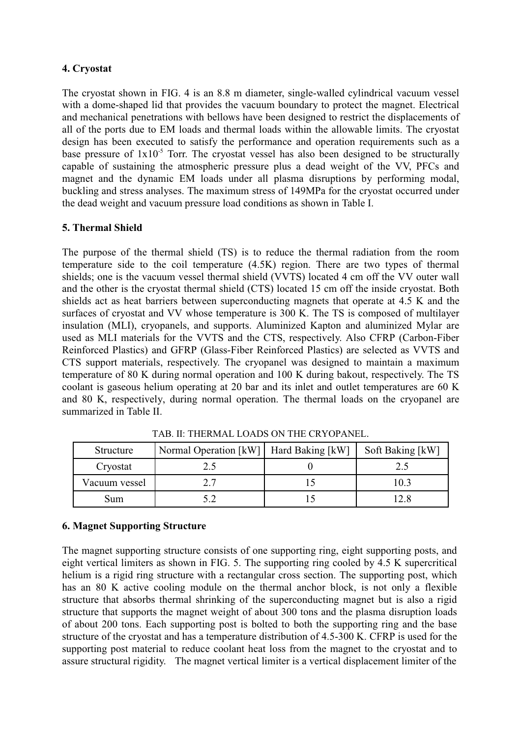## 4. Cryostat

The cryostat shown in FIG. 4 is an 8.8 m diameter, single-walled cylindrical vacuum vessel with a dome-shaped lid that provides the vacuum boundary to protect the magnet. Electrical and mechanical penetrations with bellows have been designed to restrict the displacements of all of the ports due to EM loads and thermal loads within the allowable limits. The cryostat design has been executed to satisfy the performance and operation requirements such as a base pressure of $1 \times 10^{-5}$ Torr. The cryostat vessel has also been designed to be structurally capable of sustaining the atmospheric pressure plus a dead weight of the VV, PFCs and magnet and the dynamic EM loads under all plasma disruptions by performing modal, buckling and stress analyses. The maximum stress of 149MPa for the cryostat occurred under the dead weight and vacuum pressure load conditions as shown in Table I.

## 5. Thermal Shield

The purpose of the thermal shield (TS) is to reduce the thermal radiation from the room temperature side to the coil temperature (4.5K) region. There are two types of thermal shields; one is the vacuum vessel thermal shield (VVTS) located 4 cm off the VV outer wall and the other is the cryostat thermal shield (CTS) located 15 cm off the inside cryostat. Both shields act as heat barriers between superconducting magnets that operate at 4.5 K and the surfaces of cryostat and VV whose temperature is 300 K. The TS is composed of multilayer insulation (MLI), cryopanels, and supports. Aluminized Kapton and aluminized Mylar are used as MLI materials for the VVTS and the CTS, respectively. Also CFRP (Carbon-Fiber Reinforced Plastics) and GFRP (Glass-Fiber Reinforced Plastics) are selected as VVTS and CTS support materials, respectively. The cryopanel was designed to maintain a maximum temperature of 80 K during normal operation and 100 K during bakout, respectively. The TS coolant is gaseous helium operating at 20 bar and its inlet and outlet temperatures are 60 K and 80 K, respectively, during normal operation. The thermal loads on the cryopanel are summarized in Table II.

TAB. II: THERMAL LOADS ON THE CRYOPANEL.

| Structure | Normal Operation [kW] | Hard Baking [kW] | Soft Baking [kW] |
|---|---|---|---|
| Cryostat | 2.5 | 0 | 2.5 |
| Vacuum vessel | 2.7 | 15 | 10.3 |
| Sum | 5.2 | 15 | 12.8 |

## 6. Magnet Supporting Structure

The magnet supporting structure consists of one supporting ring, eight supporting posts, and eight vertical limiters as shown in FIG. 5. The supporting ring cooled by 4.5 K supercritical helium is a rigid ring structure with a rectangular cross section. The supporting post, which has an 80 K active cooling module on the thermal anchor block, is not only a flexible structure that absorbs thermal shrinking of the superconducting magnet but is also a rigid structure that supports the magnet weight of about 300 tons and the plasma disruption loads of about 200 tons. Each supporting post is bolted to both the supporting ring and the base structure of the cryostat and has a temperature distribution of 4.5-300 K. CFRP is used for the supporting post material to reduce coolant heat loss from the magnet to the cryostat and to assure structural rigidity. The magnet vertical limiter is a vertical displacement limiter of the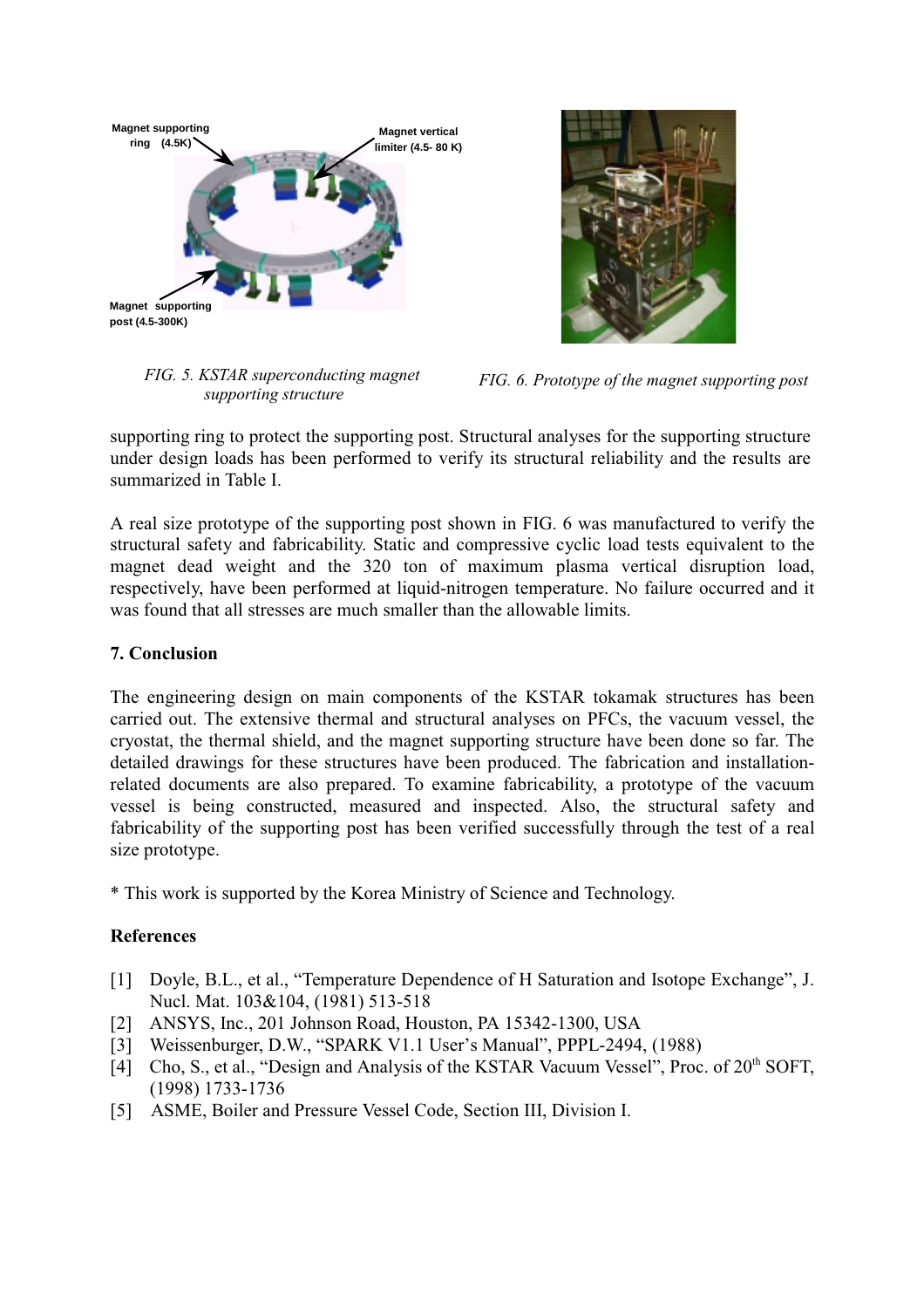Magnet supporting ring (4.5K)

Magnet vertical limiter (4.5- 80 K)

Magnet supporting post (4.5-300K)

*FIG. 5. KSTAR superconducting magnet supporting structure*

*FIG. 6. Prototype of the magnet supporting post*

supporting ring to protect the supporting post. Structural analyses for the supporting structure under design loads has been performed to verify its structural reliability and the results are summarized in Table I.

A real size prototype of the supporting post shown in FIG. 6 was manufactured to verify the structural safety and fabricability. Static and compressive cyclic load tests equivalent to the magnet dead weight and the 320 ton of maximum plasma vertical disruption load, respectively, have been performed at liquid-nitrogen temperature. No failure occurred and it was found that all stresses are much smaller than the allowable limits.

## 7. Conclusion

The engineering design on main components of the KSTAR tokamak structures has been carried out. The extensive thermal and structural analyses on PFCs, the vacuum vessel, the cryostat, the thermal shield, and the magnet supporting structure have been done so far. The detailed drawings for these structures have been produced. The fabrication and installation-related documents are also prepared. To examine fabricability, a prototype of the vacuum vessel is being constructed, measured and inspected. Also, the structural safety and fabricability of the supporting post has been verified successfully through the test of a real size prototype.

* This work is supported by the Korea Ministry of Science and Technology.

## References

[1] Doyle, B.L., et al., "Temperature Dependence of H Saturation and Isotope Exchange", J. Nucl. Mat. 103&104, (1981) 513-518

[2] ANSYS, Inc., 201 Johnson Road, Houston, PA 15342-1300, USA

[3] Weissenburger, D.W., "SPARK V1.1 User's Manual", PPPL-2494, (1988)

[4] Cho, S., et al., "Design and Analysis of the KSTAR Vacuum Vessel", Proc. of 20th SOFT, (1998) 1733-1736

[5] ASME, Boiler and Pressure Vessel Code, Section III, Division I.